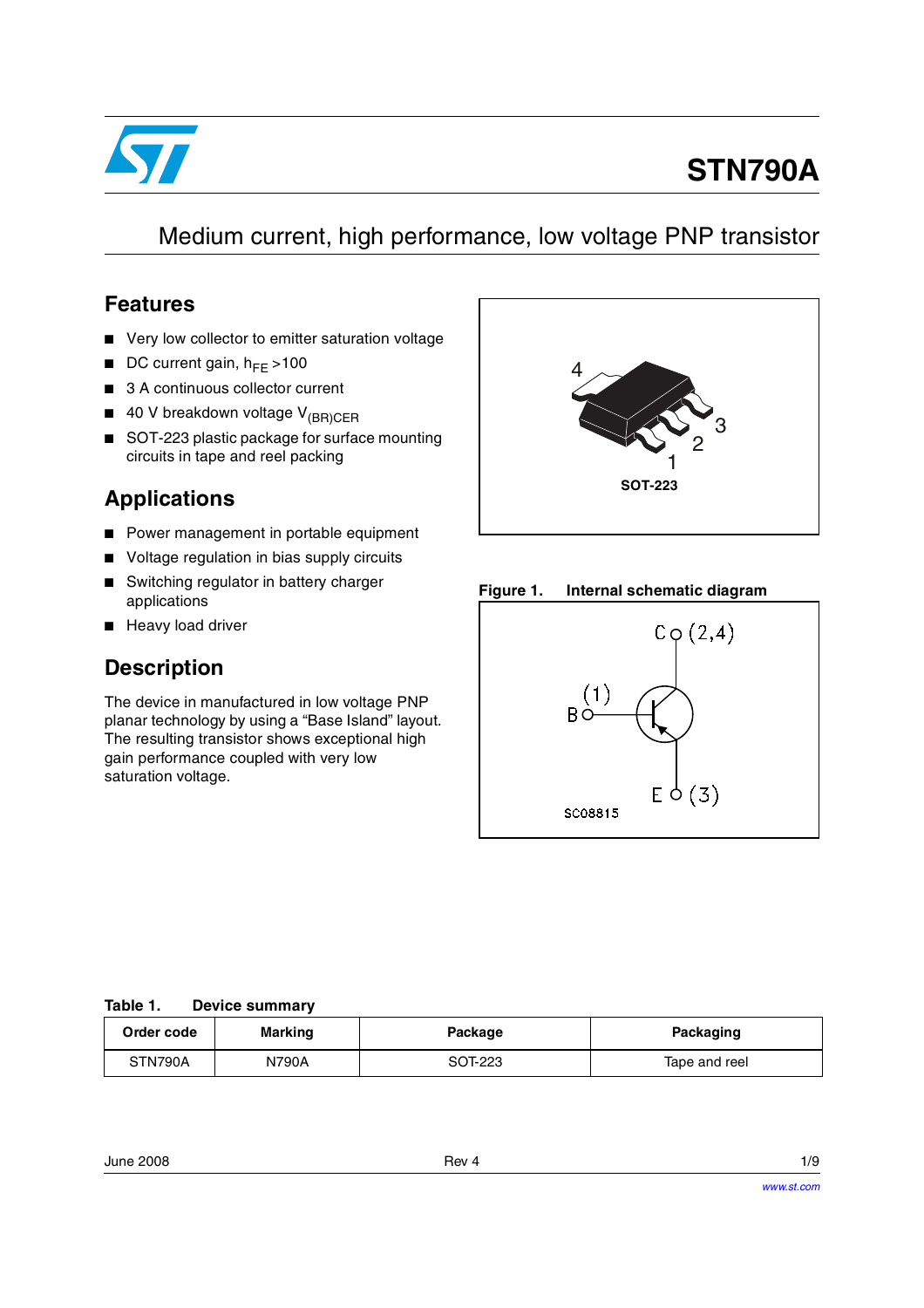# STN790A

## Medium current, high performance, low voltage PNP transistor

### Features

- Very low collector to emitter saturation voltage
- DC current gain, $h_{FE}$ >100
- 3 A continuous collector current
- 40 V breakdown voltage $V_{(BR)CER}$
- SOT-223 plastic package for surface mounting circuits in tape and reel packing

### Applications

- Power management in portable equipment
- Voltage regulation in bias supply circuits
- Switching regulator in battery charger applications
- Heavy load driver

### Description

The device in manufactured in low voltage PNP planar technology by using a "Base Island" layout. The resulting transistor shows exceptional high gain performance coupled with very low saturation voltage.

SOT-223

**Figure 1. Internal schematic diagram**

C (2,4)
B (1)
E (3)
SC08815

**Table 1. Device summary**

| Order code | Marking | Package | Packaging |
|---|---|---|---|
| STN790A | N790A | SOT-223 | Tape and reel |

June 2008 Rev 4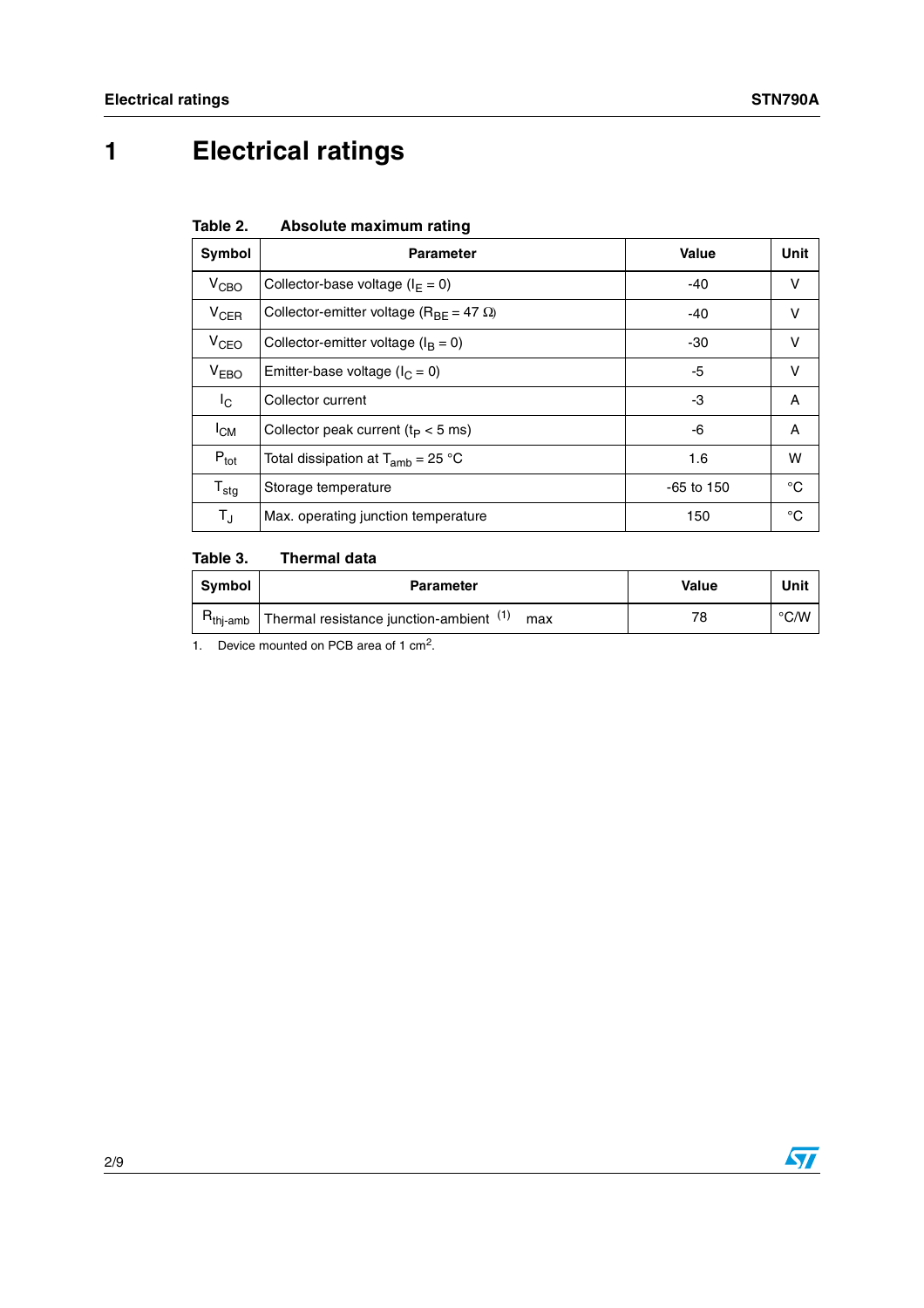# 1 Electrical ratings

**Table 2. Absolute maximum rating**

| Symbol | Parameter | Value | Unit |
|---|---|---|---|
| $V_{CBO}$ | Collector-base voltage ($I_E = 0$) | -40 | V |
| $V_{CER}$ | Collector-emitter voltage ($R_{BE} = 47\ \Omega$) | -40 | V |
| $V_{CEO}$ | Collector-emitter voltage ($I_B = 0$) | -30 | V |
| $V_{EBO}$ | Emitter-base voltage ($I_C = 0$) | -5 | V |
| $I_C$ | Collector current | -3 | A |
| $I_{CM}$ | Collector peak current ($t_P < 5$ ms) | -6 | A |
| $P_{tot}$ | Total dissipation at $T_{amb} = 25$ °C | 1.6 | W |
| $T_{stg}$ | Storage temperature | -65 to 150 | °C |
| $T_J$ | Max. operating junction temperature | 150 | °C |

**Table 3. Thermal data**

| Symbol | Parameter | Value | Unit |
|---|---|---|---|
| $R_{thj-amb}$ | Thermal resistance junction-ambient [(1)] max | 78 | °C/W |

1. Device mounted on PCB area of 1 $cm^2$.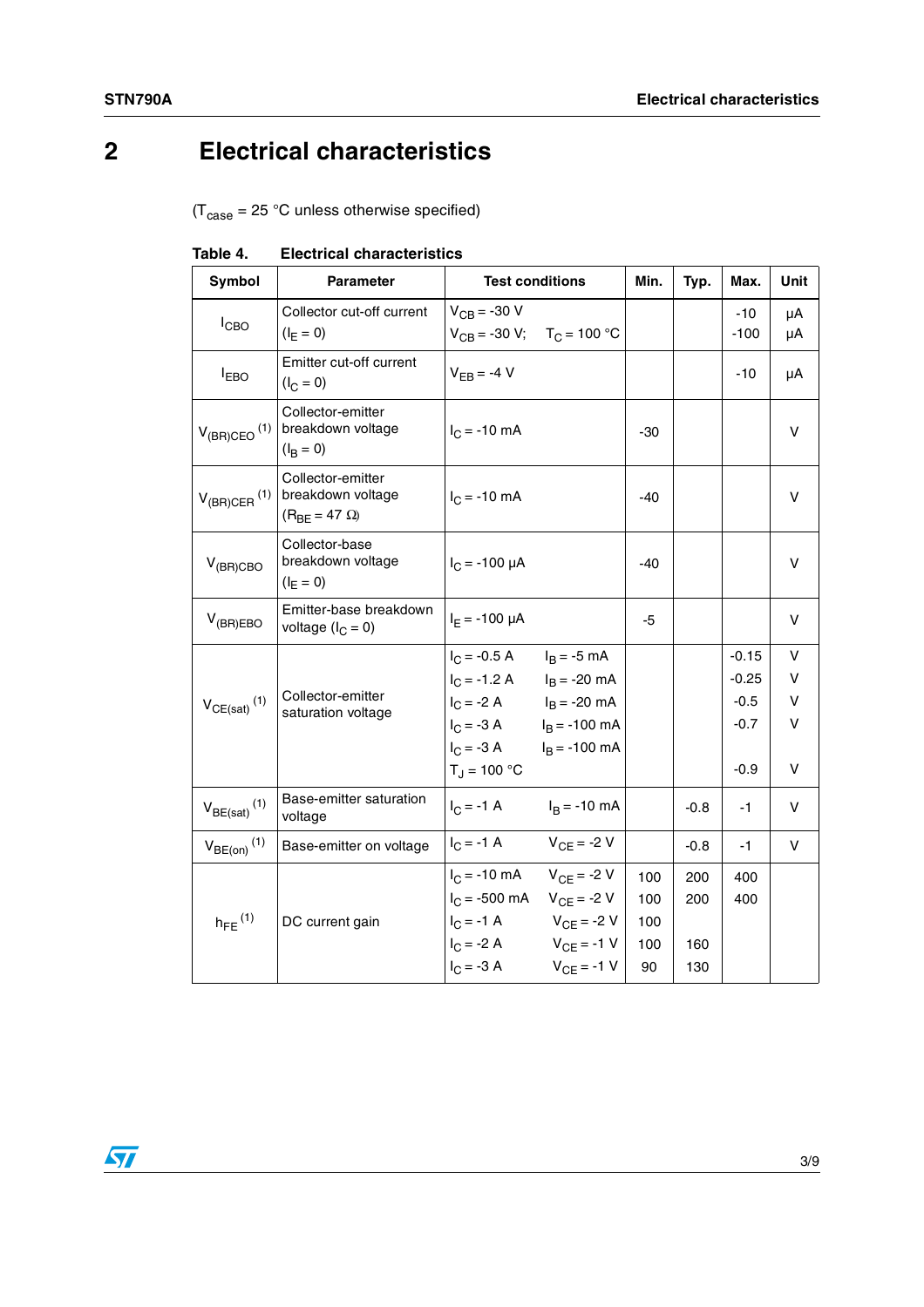# 2 Electrical characteristics

($T_{case}$ = 25 °C unless otherwise specified)

**Table 4. Electrical characteristics**

| Symbol | Parameter | Test conditions | Min. | Typ. | Max. | Unit |
|---|---|---|---|---|---|---|
| $I_{CBO}$ | Collector cut-off current ($I_E$ = 0) | $V_{CB}$ = -30 V<br>$V_{CB}$ = -30 V; $T_C$ = 100 °C | | | -10<br>-100 | µA<br>µA |
| $I_{EBO}$ | Emitter cut-off current ($I_C$ = 0) | $V_{EB}$ = -4 V | | | -10 | µA |
| $V_{(BR)CEO}$ (1) | Collector-emitter breakdown voltage ($I_B$ = 0) | $I_C$ = -10 mA | -30 | | | V |
| $V_{(BR)CER}$ (1) | Collector-emitter breakdown voltage ($R_{BE}$ = 47 Ω) | $I_C$ = -10 mA | -40 | | | V |
| $V_{(BR)CBO}$ | Collector-base breakdown voltage ($I_E$ = 0) | $I_C$ = -100 µA | -40 | | | V |
| $V_{(BR)EBO}$ | Emitter-base breakdown voltage ($I_C$ = 0) | $I_E$ = -100 µA | -5 | | | V |
| $V_{CE(sat)}$ (1) | Collector-emitter saturation voltage | $I_C$ = -0.5 A $I_B$ = -5 mA<br>$I_C$ = -1.2 A $I_B$ = -20 mA<br>$I_C$ = -2 A $I_B$ = -20 mA<br>$I_C$ = -3 A $I_B$ = -100 mA<br>$I_C$ = -3 A $I_B$ = -100 mA<br>$T_J$ = 100 °C | | | -0.15<br>-0.25<br>-0.5<br>-0.7<br><br>-0.9 | V<br>V<br>V<br>V<br><br>V |
| $V_{BE(sat)}$ (1) | Base-emitter saturation voltage | $I_C$ = -1 A $I_B$ = -10 mA | | -0.8 | -1 | V |
| $V_{BE(on)}$ (1) | Base-emitter on voltage | $I_C$ = -1 A $V_{CE}$ = -2 V | | -0.8 | -1 | V |
| $h_{FE}$ (1) | DC current gain | $I_C$ = -10 mA $V_{CE}$ = -2 V<br>$I_C$ = -500 mA $V_{CE}$ = -2 V<br>$I_C$ = -1 A $V_{CE}$ = -2 V<br>$I_C$ = -2 A $V_{CE}$ = -1 V<br>$I_C$ = -3 A $V_{CE}$ = -1 V | 100<br>100<br>100<br>100<br>90 | 200<br>200<br><br>160<br>130 | 400<br>400 | |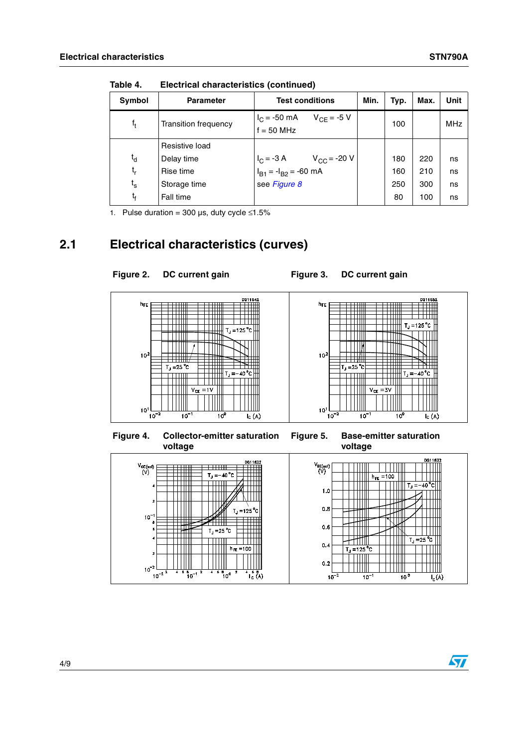Table 4. Electrical characteristics (continued)

| Symbol | Parameter | Test conditions | Min. | Typ. | Max. | Unit |
|---|---|---|---|---|---|---|
| $f_t$ | Transition frequency | $I_C$ = -50 mA $V_{CE}$ = -5 V f = 50 MHz | | 100 | | MHz |
| | Resistive load | | | | | |
| $t_d$ | Delay time | $I_C$ = -3 A $V_{CC}$ = -20 V | | 180 | 220 | ns |
| $t_r$ | Rise time | $I_{B1}$ = -$I_{B2}$ = -60 mA | | 160 | 210 | ns |
| $t_s$ | Storage time | see *Figure 8* | | 250 | 300 | ns |
| $t_f$ | Fall time | | | 80 | 100 | ns |

1. Pulse duration = 300 µs, duty cycle ≤1.5%

## 2.1 Electrical characteristics (curves)

Figure 2. DC current gain

Figure 3. DC current gain

Figure 4. Collector-emitter saturation voltage

Figure 5. Base-emitter saturation voltage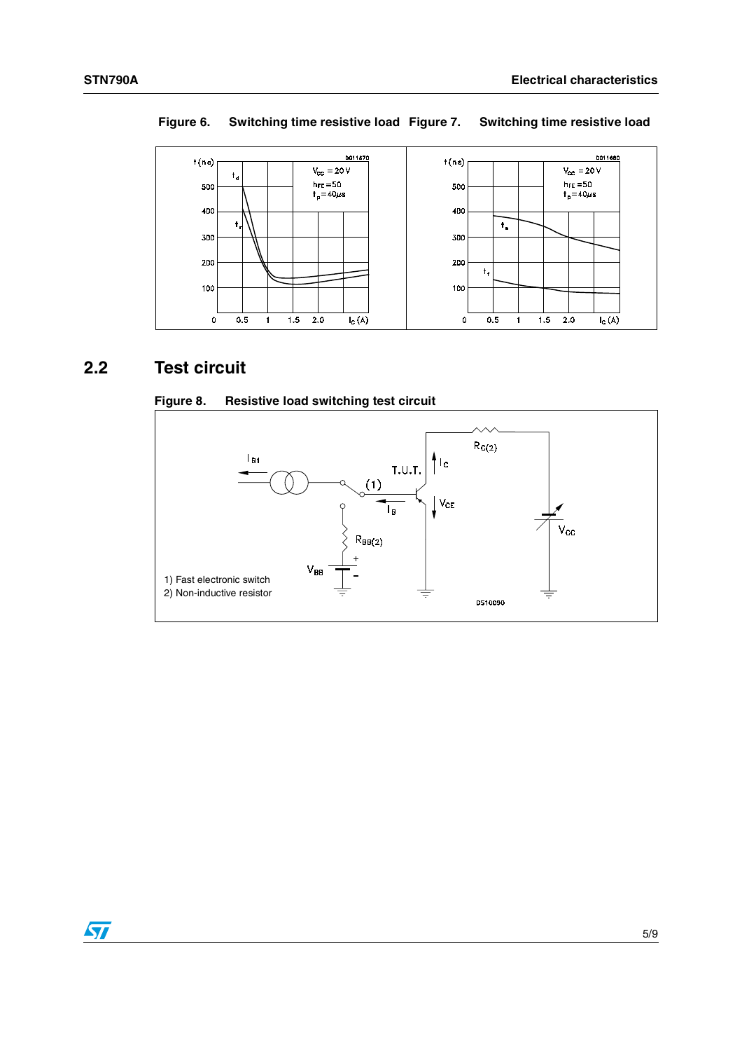Figure 6. Switching time resistive load

Figure 7. Switching time resistive load

## 2.2 Test circuit

Figure 8. Resistive load switching test circuit

1) Fast electronic switch
2) Non-inductive resistor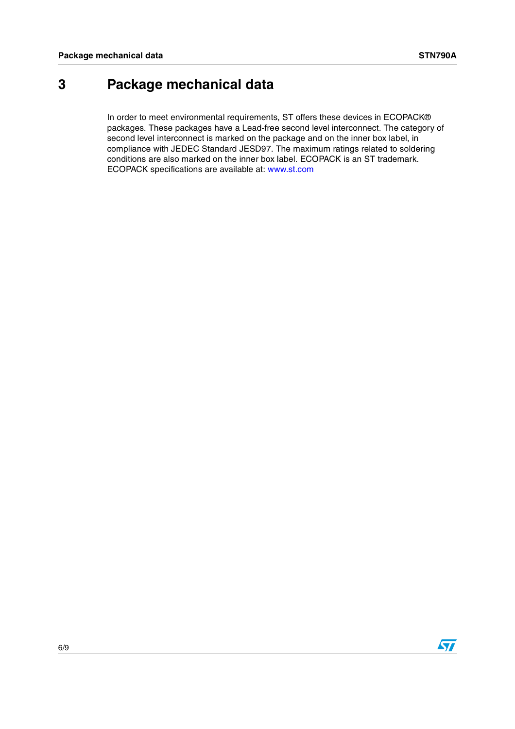# 3 Package mechanical data

In order to meet environmental requirements, ST offers these devices in ECOPACK® packages. These packages have a Lead-free second level interconnect. The category of second level interconnect is marked on the package and on the inner box label, in compliance with JEDEC Standard JESD97. The maximum ratings related to soldering conditions are also marked on the inner box label. ECOPACK is an ST trademark. ECOPACK specifications are available at: www.st.com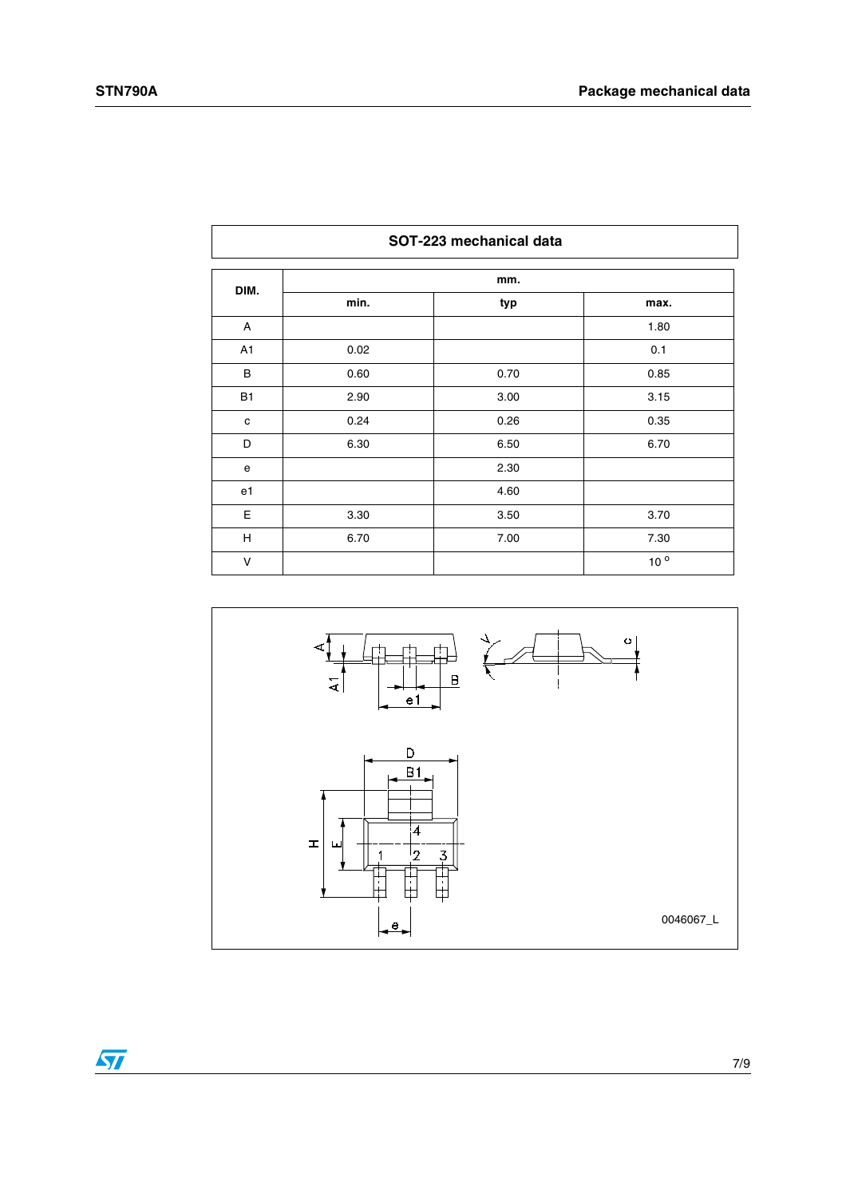## SOT-223 mechanical data

| DIM. | mm. | | |
|---|---|---|---|
| | min. | typ | max. |
| A | | | 1.80 |
| A1 | 0.02 | | 0.1 |
| B | 0.60 | 0.70 | 0.85 |
| B1 | 2.90 | 3.00 | 3.15 |
| c | 0.24 | 0.26 | 0.35 |
| D | 6.30 | 6.50 | 6.70 |
| e | | 2.30 | |
| e1 | | 4.60 | |
| E | 3.30 | 3.50 | 3.70 |
| H | 6.70 | 7.00 | 7.30 |
| V | | | 10 ° |

0046067_L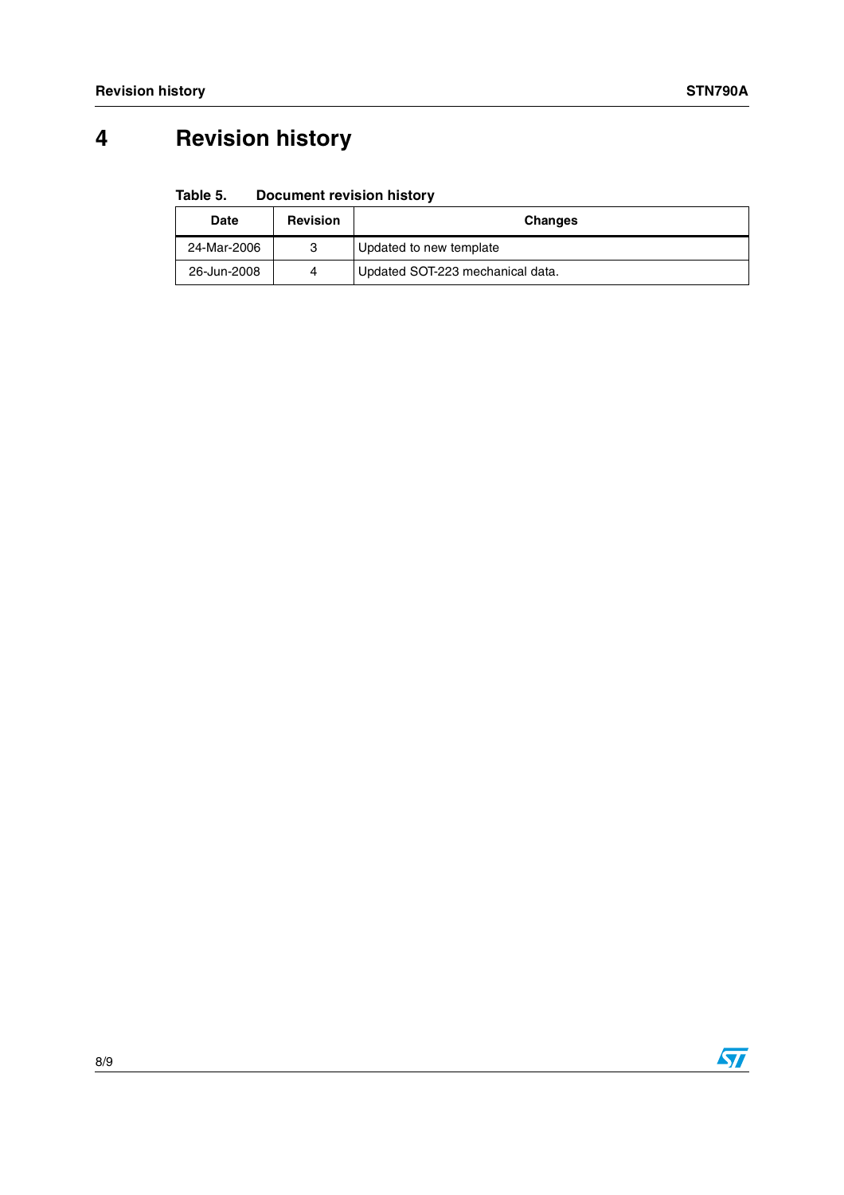# 4 Revision history

**Table 5. Document revision history**

| Date | Revision | Changes |
|---|---|---|
| 24-Mar-2006 | 3 | Updated to new template |
| 26-Jun-2008 | 4 | Updated SOT-223 mechanical data. |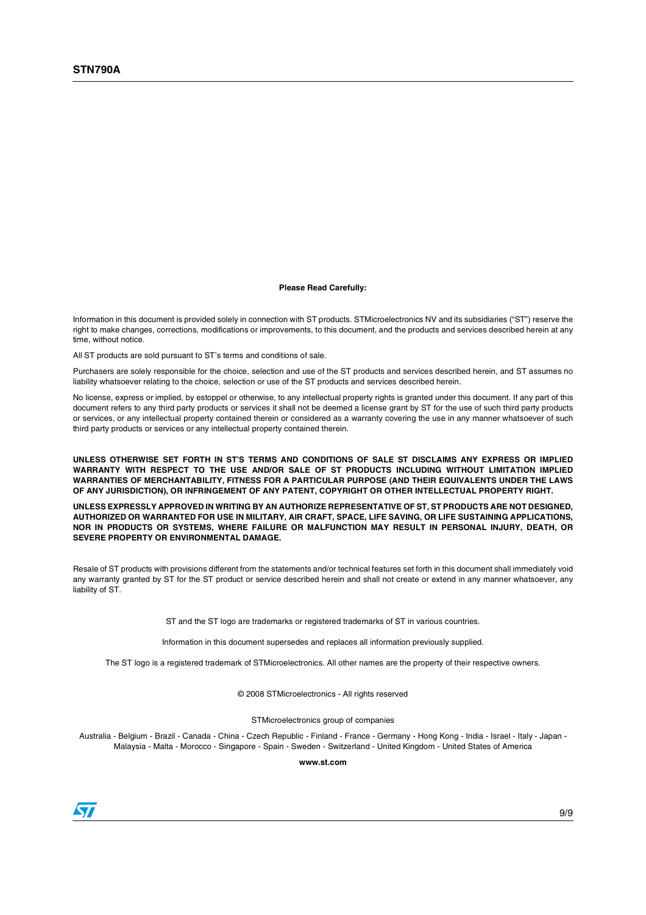**Please Read Carefully:**

Information in this document is provided solely in connection with ST products. STMicroelectronics NV and its subsidiaries ("ST") reserve the right to make changes, corrections, modifications or improvements, to this document, and the products and services described herein at any time, without notice.

All ST products are sold pursuant to ST's terms and conditions of sale.

Purchasers are solely responsible for the choice, selection and use of the ST products and services described herein, and ST assumes no liability whatsoever relating to the choice, selection or use of the ST products and services described herein.

No license, express or implied, by estoppel or otherwise, to any intellectual property rights is granted under this document. If any part of this document refers to any third party products or services it shall not be deemed a license grant by ST for the use of such third party products or services, or any intellectual property contained therein or considered as a warranty covering the use in any manner whatsoever of such third party products or services or any intellectual property contained therein.

**UNLESS OTHERWISE SET FORTH IN ST'S TERMS AND CONDITIONS OF SALE ST DISCLAIMS ANY EXPRESS OR IMPLIED WARRANTY WITH RESPECT TO THE USE AND/OR SALE OF ST PRODUCTS INCLUDING WITHOUT LIMITATION IMPLIED WARRANTIES OF MERCHANTABILITY, FITNESS FOR A PARTICULAR PURPOSE (AND THEIR EQUIVALENTS UNDER THE LAWS OF ANY JURISDICTION), OR INFRINGEMENT OF ANY PATENT, COPYRIGHT OR OTHER INTELLECTUAL PROPERTY RIGHT.**

**UNLESS EXPRESSLY APPROVED IN WRITING BY AN AUTHORIZE REPRESENTATIVE OF ST, ST PRODUCTS ARE NOT DESIGNED, AUTHORIZED OR WARRANTED FOR USE IN MILITARY, AIR CRAFT, SPACE, LIFE SAVING, OR LIFE SUSTAINING APPLICATIONS, NOR IN PRODUCTS OR SYSTEMS, WHERE FAILURE OR MALFUNCTION MAY RESULT IN PERSONAL INJURY, DEATH, OR SEVERE PROPERTY OR ENVIRONMENTAL DAMAGE.**

Resale of ST products with provisions different from the statements and/or technical features set forth in this document shall immediately void any warranty granted by ST for the ST product or service described herein and shall not create or extend in any manner whatsoever, any liability of ST.

ST and the ST logo are trademarks or registered trademarks of ST in various countries.

Information in this document supersedes and replaces all information previously supplied.

The ST logo is a registered trademark of STMicroelectronics. All other names are the property of their respective owners.

© 2008 STMicroelectronics - All rights reserved

STMicroelectronics group of companies

Australia - Belgium - Brazil - Canada - China - Czech Republic - Finland - France - Germany - Hong Kong - India - Israel - Italy - Japan - Malaysia - Malta - Morocco - Singapore - Spain - Sweden - Switzerland - United Kingdom - United States of America

**www.st.com**